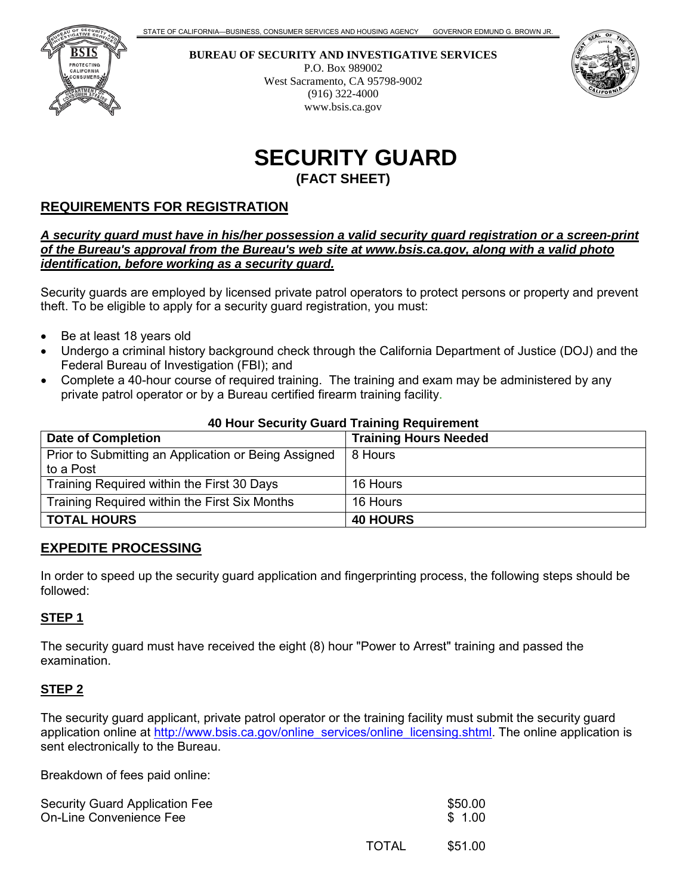STATE OF CALIFORNIA—BUSINESS, CONSUMER SERVICES AND HOUSING AGENCY GOVERNOR EDMUND G. BROWN JR.

**BUREAU OF SECURITY AND INVESTIGATIVE SERVICES**
P.O. Box 989002
West Sacramento, CA 95798-9002
(916) 322-4000
www.bsis.ca.gov

# SECURITY GUARD

**(FACT SHEET)**

## REQUIREMENTS FOR REGISTRATION

***A security guard must have in his/her possession a valid security guard registration or a screen-print of the Bureau's approval from the Bureau's web site at www.bsis.ca.gov, along with a valid photo identification, before working as a security guard.***

Security guards are employed by licensed private patrol operators to protect persons or property and prevent theft. To be eligible to apply for a security guard registration, you must:

- Be at least 18 years old
- Undergo a criminal history background check through the California Department of Justice (DOJ) and the Federal Bureau of Investigation (FBI); and
- Complete a 40-hour course of required training. The training and exam may be administered by any private patrol operator or by a Bureau certified firearm training facility.

**40 Hour Security Guard Training Requirement**

| Date of Completion | Training Hours Needed |
|---|---|
| Prior to Submitting an Application or Being Assigned to a Post | 8 Hours |
| Training Required within the First 30 Days | 16 Hours |
| Training Required within the First Six Months | 16 Hours |
| **TOTAL HOURS** | **40 HOURS** |

## EXPEDITE PROCESSING

In order to speed up the security guard application and fingerprinting process, the following steps should be followed:

### STEP 1

The security guard must have received the eight (8) hour "Power to Arrest" training and passed the examination.

### STEP 2

The security guard applicant, private patrol operator or the training facility must submit the security guard application online at http://www.bsis.ca.gov/online_services/online_licensing.shtml. The online application is sent electronically to the Bureau.

Breakdown of fees paid online:

| | |
|---|---|
| Security Guard Application Fee | $50.00 |
| On-Line Convenience Fee | $ 1.00 |
| TOTAL | $51.00 |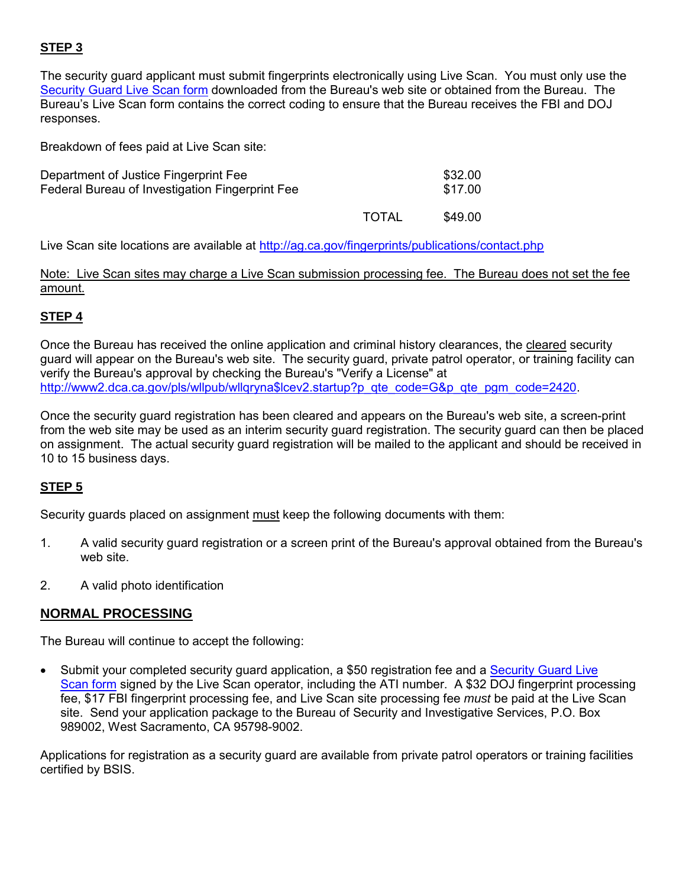**STEP 3**

The security guard applicant must submit fingerprints electronically using Live Scan. You must only use the [Security Guard Live Scan form](#) downloaded from the Bureau's web site or obtained from the Bureau. The Bureau's Live Scan form contains the correct coding to ensure that the Bureau receives the FBI and DOJ responses.

Breakdown of fees paid at Live Scan site:

| | | |
|---|---|---|
| Department of Justice Fingerprint Fee | | $32.00 |
| Federal Bureau of Investigation Fingerprint Fee | | $17.00 |
| | TOTAL | $49.00 |

Live Scan site locations are available at http://ag.ca.gov/fingerprints/publications/contact.php

Note: Live Scan sites may charge a Live Scan submission processing fee. The Bureau does not set the fee amount.

**STEP 4**

Once the Bureau has received the online application and criminal history clearances, the cleared security guard will appear on the Bureau's web site. The security guard, private patrol operator, or training facility can verify the Bureau's approval by checking the Bureau's "Verify a License" at http://www2.dca.ca.gov/pls/wllpub/wllqryna$lcev2.startup?p_qte_code=G&p_qte_pgm_code=2420.

Once the security guard registration has been cleared and appears on the Bureau's web site, a screen-print from the web site may be used as an interim security guard registration. The security guard can then be placed on assignment. The actual security guard registration will be mailed to the applicant and should be received in 10 to 15 business days.

**STEP 5**

Security guards placed on assignment must keep the following documents with them:

1. A valid security guard registration or a screen print of the Bureau's approval obtained from the Bureau's web site.

2. A valid photo identification

## NORMAL PROCESSING

The Bureau will continue to accept the following:

- Submit your completed security guard application, a $50 registration fee and a [Security Guard Live Scan form](#) signed by the Live Scan operator, including the ATI number. A $32 DOJ fingerprint processing fee, $17 FBI fingerprint processing fee, and Live Scan site processing fee *must* be paid at the Live Scan site. Send your application package to the Bureau of Security and Investigative Services, P.O. Box 989002, West Sacramento, CA 95798-9002.

Applications for registration as a security guard are available from private patrol operators or training facilities certified by BSIS.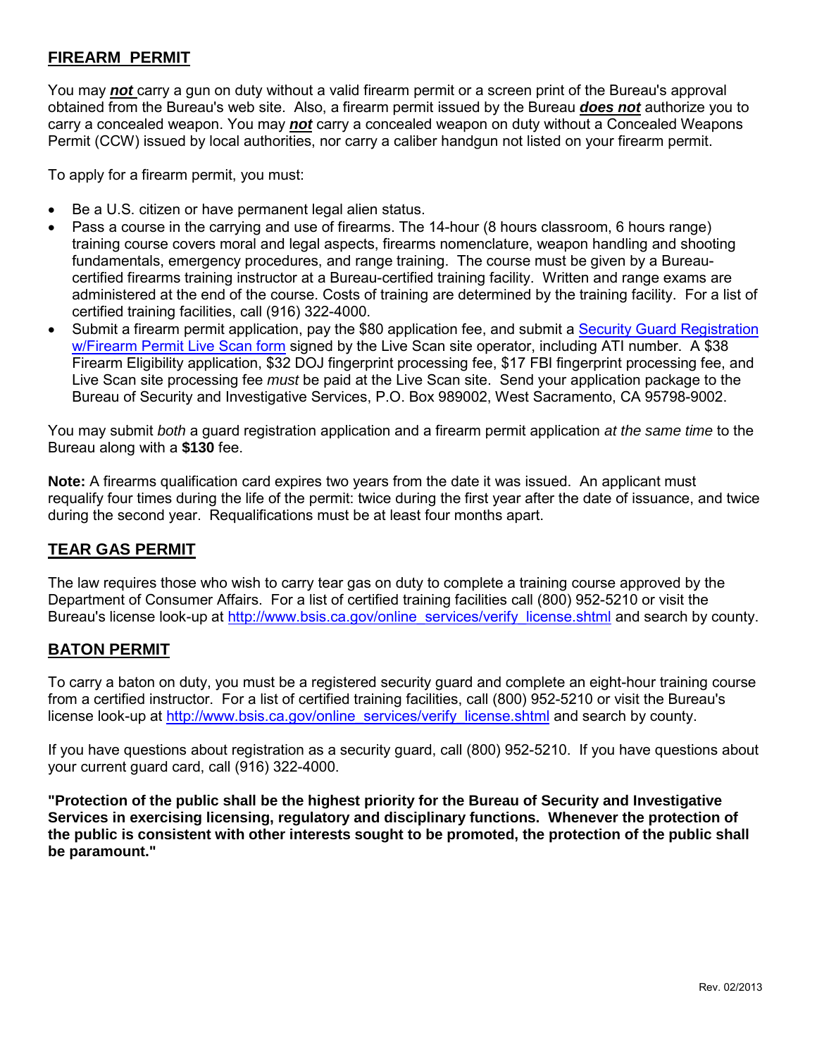## FIREARM PERMIT

You may ***not*** carry a gun on duty without a valid firearm permit or a screen print of the Bureau's approval obtained from the Bureau's web site. Also, a firearm permit issued by the Bureau ***does not*** authorize you to carry a concealed weapon. You may ***not*** carry a concealed weapon on duty without a Concealed Weapons Permit (CCW) issued by local authorities, nor carry a caliber handgun not listed on your firearm permit.

To apply for a firearm permit, you must:

- Be a U.S. citizen or have permanent legal alien status.
- Pass a course in the carrying and use of firearms. The 14-hour (8 hours classroom, 6 hours range) training course covers moral and legal aspects, firearms nomenclature, weapon handling and shooting fundamentals, emergency procedures, and range training. The course must be given by a Bureau-certified firearms training instructor at a Bureau-certified training facility. Written and range exams are administered at the end of the course. Costs of training are determined by the training facility. For a list of certified training facilities, call (916) 322-4000.
- Submit a firearm permit application, pay the $80 application fee, and submit a [Security Guard Registration w/Firearm Permit Live Scan form] signed by the Live Scan site operator, including ATI number. A $38 Firearm Eligibility application, $32 DOJ fingerprint processing fee, $17 FBI fingerprint processing fee, and Live Scan site processing fee *must* be paid at the Live Scan site. Send your application package to the Bureau of Security and Investigative Services, P.O. Box 989002, West Sacramento, CA 95798-9002.

You may submit *both* a guard registration application and a firearm permit application *at the same time* to the Bureau along with a **$130** fee.

**Note:** A firearms qualification card expires two years from the date it was issued. An applicant must requalify four times during the life of the permit: twice during the first year after the date of issuance, and twice during the second year. Requalifications must be at least four months apart.

## TEAR GAS PERMIT

The law requires those who wish to carry tear gas on duty to complete a training course approved by the Department of Consumer Affairs. For a list of certified training facilities call (800) 952-5210 or visit the Bureau's license look-up at http://www.bsis.ca.gov/online_services/verify_license.shtml and search by county.

## BATON PERMIT

To carry a baton on duty, you must be a registered security guard and complete an eight-hour training course from a certified instructor. For a list of certified training facilities, call (800) 952-5210 or visit the Bureau's license look-up at http://www.bsis.ca.gov/online_services/verify_license.shtml and search by county.

If you have questions about registration as a security guard, call (800) 952-5210. If you have questions about your current guard card, call (916) 322-4000.

**"Protection of the public shall be the highest priority for the Bureau of Security and Investigative Services in exercising licensing, regulatory and disciplinary functions. Whenever the protection of the public is consistent with other interests sought to be promoted, the protection of the public shall be paramount."**

Rev. 02/2013